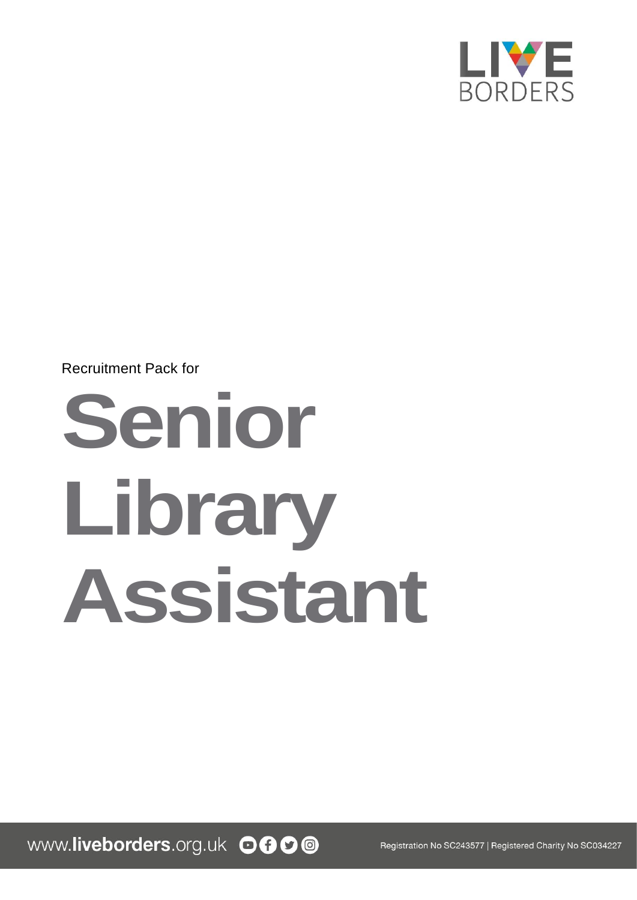LIVE BORDERS

Recruitment Pack for

# Senior Library Assistant

www.liveborders.org.uk

Registration No SC243577 | Registered Charity No SC034227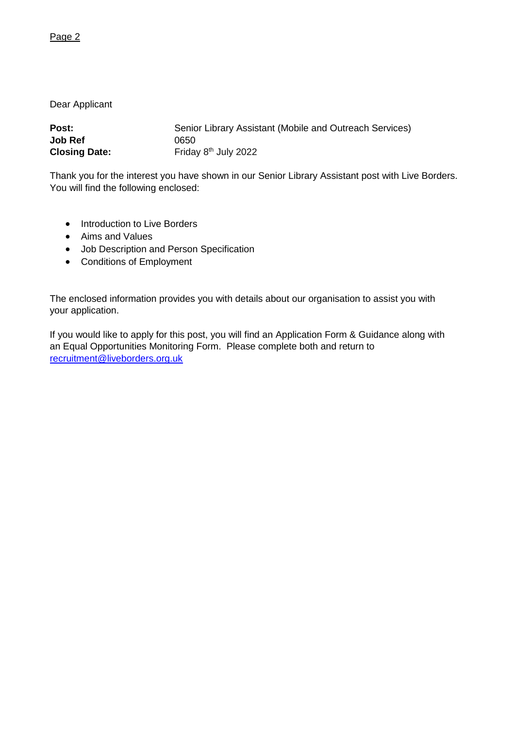Dear Applicant

| | |
|---|---|
| **Post:** | Senior Library Assistant (Mobile and Outreach Services) |
| **Job Ref** | 0650 |
| **Closing Date:** | Friday 8th July 2022 |

Thank you for the interest you have shown in our Senior Library Assistant post with Live Borders. You will find the following enclosed:

- Introduction to Live Borders
- Aims and Values
- Job Description and Person Specification
- Conditions of Employment

The enclosed information provides you with details about our organisation to assist you with your application.

If you would like to apply for this post, you will find an Application Form & Guidance along with an Equal Opportunities Monitoring Form. Please complete both and return to recruitment@liveborders.org.uk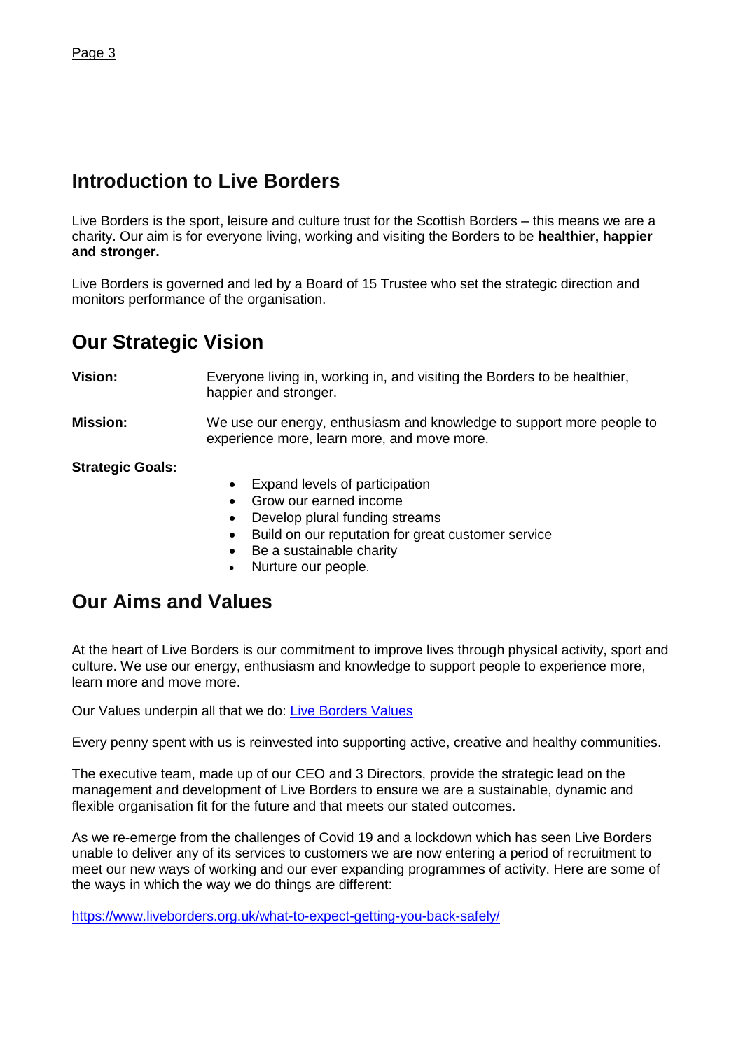## Introduction to Live Borders

Live Borders is the sport, leisure and culture trust for the Scottish Borders – this means we are a charity. Our aim is for everyone living, working and visiting the Borders to be **healthier, happier and stronger.**

Live Borders is governed and led by a Board of 15 Trustee who set the strategic direction and monitors performance of the organisation.

## Our Strategic Vision

**Vision:** Everyone living in, working in, and visiting the Borders to be healthier, happier and stronger.

**Mission:** We use our energy, enthusiasm and knowledge to support more people to experience more, learn more, and move more.

**Strategic Goals:**

- Expand levels of participation
- Grow our earned income
- Develop plural funding streams
- Build on our reputation for great customer service
- Be a sustainable charity
- Nurture our people.

## Our Aims and Values

At the heart of Live Borders is our commitment to improve lives through physical activity, sport and culture. We use our energy, enthusiasm and knowledge to support people to experience more, learn more and move more.

Our Values underpin all that we do: Live Borders Values

Every penny spent with us is reinvested into supporting active, creative and healthy communities.

The executive team, made up of our CEO and 3 Directors, provide the strategic lead on the management and development of Live Borders to ensure we are a sustainable, dynamic and flexible organisation fit for the future and that meets our stated outcomes.

As we re-emerge from the challenges of Covid 19 and a lockdown which has seen Live Borders unable to deliver any of its services to customers we are now entering a period of recruitment to meet our new ways of working and our ever expanding programmes of activity. Here are some of the ways in which the way we do things are different:

https://www.liveborders.org.uk/what-to-expect-getting-you-back-safely/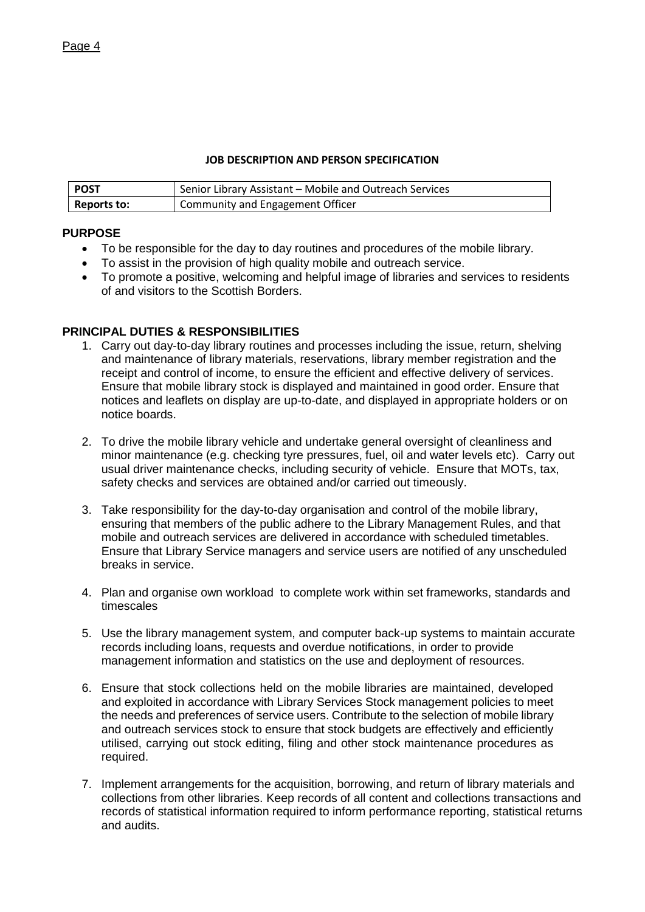**JOB DESCRIPTION AND PERSON SPECIFICATION**

| **POST** | Senior Library Assistant – Mobile and Outreach Services |
|---|---|
| **Reports to:** | Community and Engagement Officer |

## PURPOSE

- To be responsible for the day to day routines and procedures of the mobile library.
- To assist in the provision of high quality mobile and outreach service.
- To promote a positive, welcoming and helpful image of libraries and services to residents of and visitors to the Scottish Borders.

## PRINCIPAL DUTIES & RESPONSIBILITIES

1. Carry out day-to-day library routines and processes including the issue, return, shelving and maintenance of library materials, reservations, library member registration and the receipt and control of income, to ensure the efficient and effective delivery of services. Ensure that mobile library stock is displayed and maintained in good order. Ensure that notices and leaflets on display are up-to-date, and displayed in appropriate holders or on notice boards.

2. To drive the mobile library vehicle and undertake general oversight of cleanliness and minor maintenance (e.g. checking tyre pressures, fuel, oil and water levels etc). Carry out usual driver maintenance checks, including security of vehicle. Ensure that MOTs, tax, safety checks and services are obtained and/or carried out timeously.

3. Take responsibility for the day-to-day organisation and control of the mobile library, ensuring that members of the public adhere to the Library Management Rules, and that mobile and outreach services are delivered in accordance with scheduled timetables. Ensure that Library Service managers and service users are notified of any unscheduled breaks in service.

4. Plan and organise own workload to complete work within set frameworks, standards and timescales

5. Use the library management system, and computer back-up systems to maintain accurate records including loans, requests and overdue notifications, in order to provide management information and statistics on the use and deployment of resources.

6. Ensure that stock collections held on the mobile libraries are maintained, developed and exploited in accordance with Library Services Stock management policies to meet the needs and preferences of service users. Contribute to the selection of mobile library and outreach services stock to ensure that stock budgets are effectively and efficiently utilised, carrying out stock editing, filing and other stock maintenance procedures as required.

7. Implement arrangements for the acquisition, borrowing, and return of library materials and collections from other libraries. Keep records of all content and collections transactions and records of statistical information required to inform performance reporting, statistical returns and audits.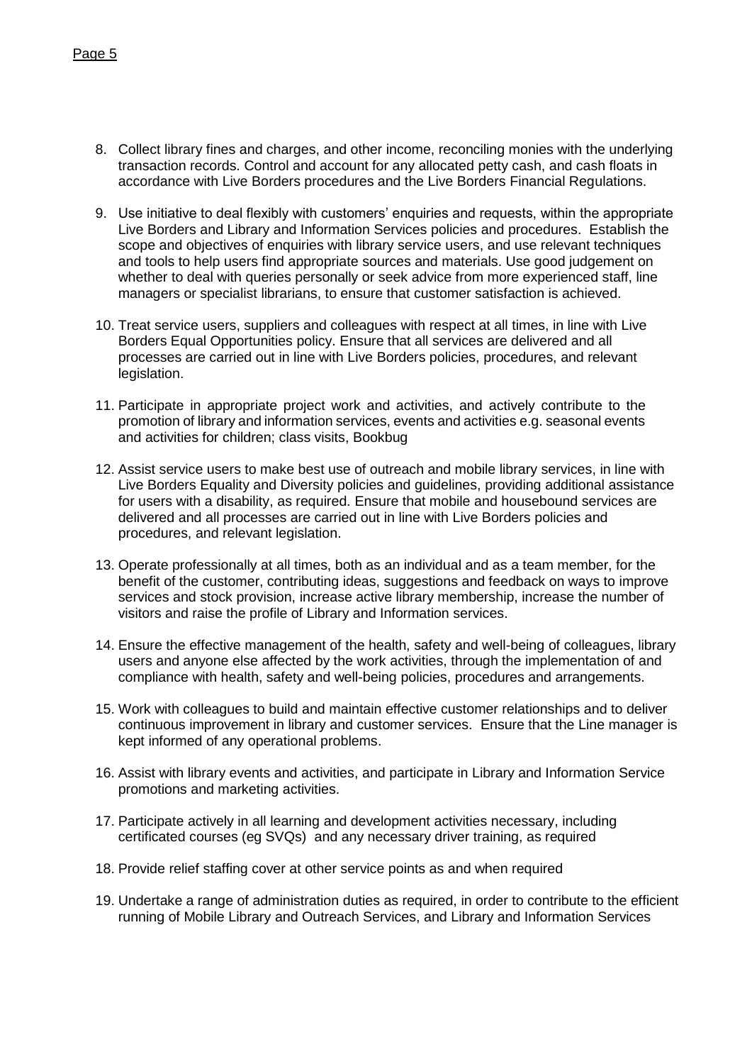8. Collect library fines and charges, and other income, reconciling monies with the underlying transaction records. Control and account for any allocated petty cash, and cash floats in accordance with Live Borders procedures and the Live Borders Financial Regulations.

9. Use initiative to deal flexibly with customers' enquiries and requests, within the appropriate Live Borders and Library and Information Services policies and procedures. Establish the scope and objectives of enquiries with library service users, and use relevant techniques and tools to help users find appropriate sources and materials. Use good judgement on whether to deal with queries personally or seek advice from more experienced staff, line managers or specialist librarians, to ensure that customer satisfaction is achieved.

10. Treat service users, suppliers and colleagues with respect at all times, in line with Live Borders Equal Opportunities policy. Ensure that all services are delivered and all processes are carried out in line with Live Borders policies, procedures, and relevant legislation.

11. Participate in appropriate project work and activities, and actively contribute to the promotion of library and information services, events and activities e.g. seasonal events and activities for children; class visits, Bookbug

12. Assist service users to make best use of outreach and mobile library services, in line with Live Borders Equality and Diversity policies and guidelines, providing additional assistance for users with a disability, as required. Ensure that mobile and housebound services are delivered and all processes are carried out in line with Live Borders policies and procedures, and relevant legislation.

13. Operate professionally at all times, both as an individual and as a team member, for the benefit of the customer, contributing ideas, suggestions and feedback on ways to improve services and stock provision, increase active library membership, increase the number of visitors and raise the profile of Library and Information services.

14. Ensure the effective management of the health, safety and well-being of colleagues, library users and anyone else affected by the work activities, through the implementation of and compliance with health, safety and well-being policies, procedures and arrangements.

15. Work with colleagues to build and maintain effective customer relationships and to deliver continuous improvement in library and customer services. Ensure that the Line manager is kept informed of any operational problems.

16. Assist with library events and activities, and participate in Library and Information Service promotions and marketing activities.

17. Participate actively in all learning and development activities necessary, including certificated courses (eg SVQs) and any necessary driver training, as required

18. Provide relief staffing cover at other service points as and when required

19. Undertake a range of administration duties as required, in order to contribute to the efficient running of Mobile Library and Outreach Services, and Library and Information Services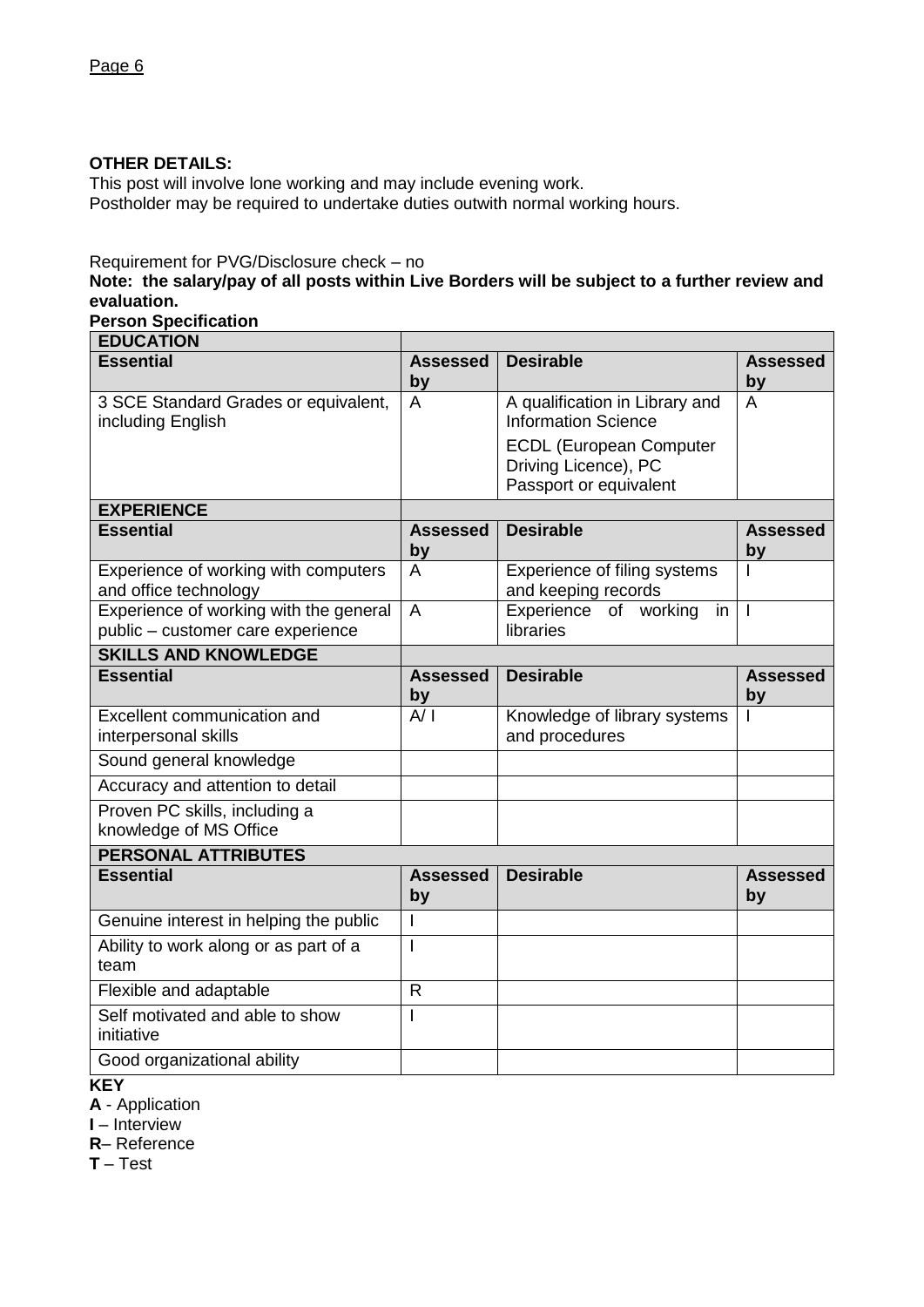**OTHER DETAILS:**

This post will involve lone working and may include evening work.
Postholder may be required to undertake duties outwith normal working hours.

Requirement for PVG/Disclosure check – no

**Note: the salary/pay of all posts within Live Borders will be subject to a further review and evaluation.**

**Person Specification**

| **EDUCATION** | | | |
|---|---|---|---|
| **Essential** | **Assessed by** | **Desirable** | **Assessed by** |
| 3 SCE Standard Grades or equivalent, including English | A | A qualification in Library and Information Science<br>ECDL (European Computer Driving Licence), PC Passport or equivalent | A |
| **EXPERIENCE** | | | |
| **Essential** | **Assessed by** | **Desirable** | **Assessed by** |
| Experience of working with computers and office technology | A | Experience of filing systems and keeping records | I |
| Experience of working with the general public – customer care experience | A | Experience of working in libraries | I |
| **SKILLS AND KNOWLEDGE** | | | |
| **Essential** | **Assessed by** | **Desirable** | **Assessed by** |
| Excellent communication and interpersonal skills | A/ I | Knowledge of library systems and procedures | I |
| Sound general knowledge | | | |
| Accuracy and attention to detail | | | |
| Proven PC skills, including a knowledge of MS Office | | | |
| **PERSONAL ATTRIBUTES** | | | |
| **Essential** | **Assessed by** | **Desirable** | **Assessed by** |
| Genuine interest in helping the public | I | | |
| Ability to work along or as part of a team | I | | |
| Flexible and adaptable | R | | |
| Self motivated and able to show initiative | I | | |
| Good organizational ability | | | |

**KEY**

**A** - Application
**I** – Interview
**R**– Reference
**T** – Test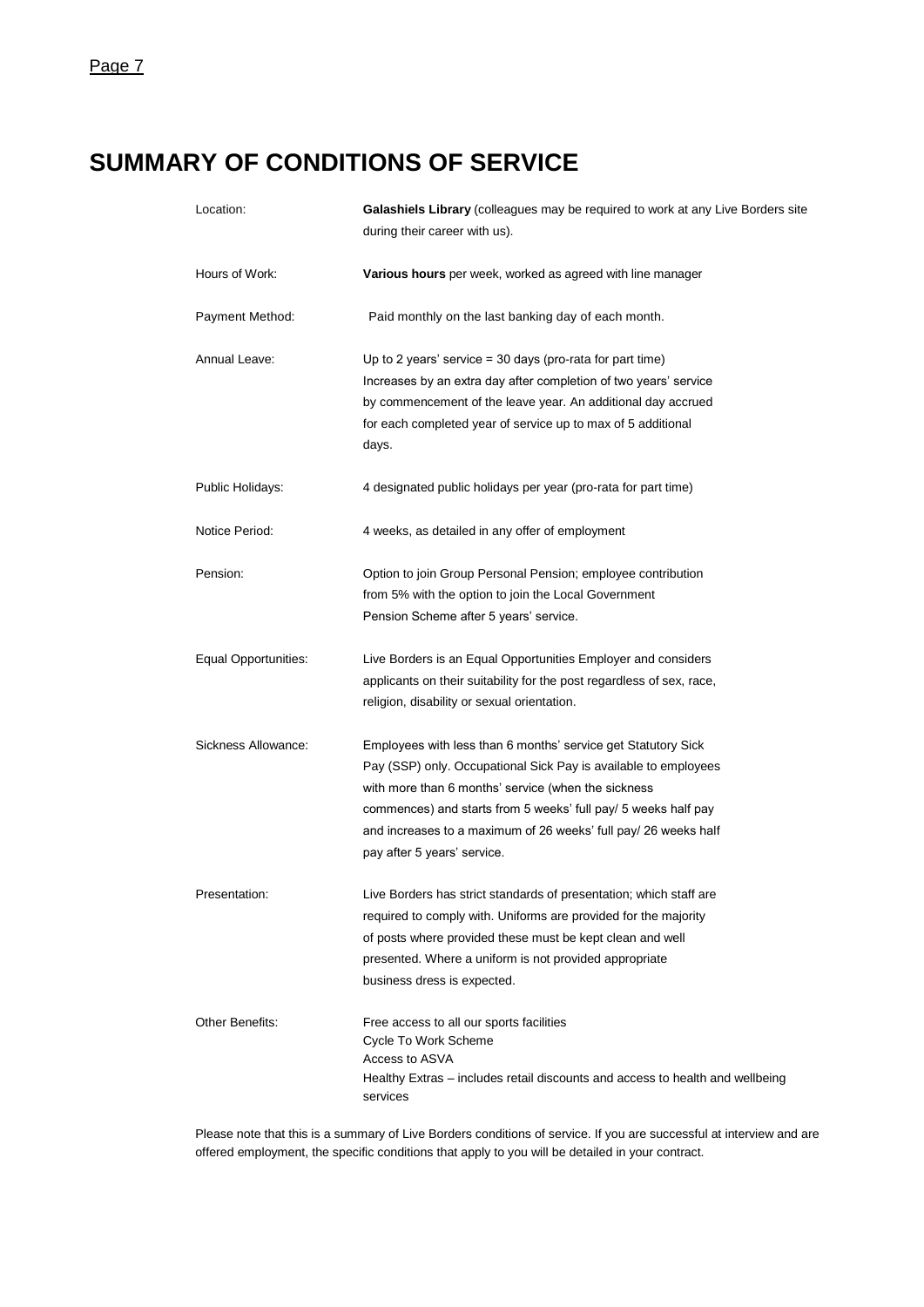# SUMMARY OF CONDITIONS OF SERVICE

| | |
|---|---|
| Location: | **Galashiels Library** (colleagues may be required to work at any Live Borders site during their career with us). |
| Hours of Work: | **Various hours** per week, worked as agreed with line manager |
| Payment Method: | Paid monthly on the last banking day of each month. |
| Annual Leave: | Up to 2 years' service = 30 days (pro-rata for part time) Increases by an extra day after completion of two years' service by commencement of the leave year. An additional day accrued for each completed year of service up to max of 5 additional days. |
| Public Holidays: | 4 designated public holidays per year (pro-rata for part time) |
| Notice Period: | 4 weeks, as detailed in any offer of employment |
| Pension: | Option to join Group Personal Pension; employee contribution from 5% with the option to join the Local Government Pension Scheme after 5 years' service. |
| Equal Opportunities: | Live Borders is an Equal Opportunities Employer and considers applicants on their suitability for the post regardless of sex, race, religion, disability or sexual orientation. |
| Sickness Allowance: | Employees with less than 6 months' service get Statutory Sick Pay (SSP) only. Occupational Sick Pay is available to employees with more than 6 months' service (when the sickness commences) and starts from 5 weeks' full pay/ 5 weeks half pay and increases to a maximum of 26 weeks' full pay/ 26 weeks half pay after 5 years' service. |
| Presentation: | Live Borders has strict standards of presentation; which staff are required to comply with. Uniforms are provided for the majority of posts where provided these must be kept clean and well presented. Where a uniform is not provided appropriate business dress is expected. |
| Other Benefits: | Free access to all our sports facilities<br>Cycle To Work Scheme<br>Access to ASVA<br>Healthy Extras – includes retail discounts and access to health and wellbeing services |

Please note that this is a summary of Live Borders conditions of service. If you are successful at interview and are offered employment, the specific conditions that apply to you will be detailed in your contract.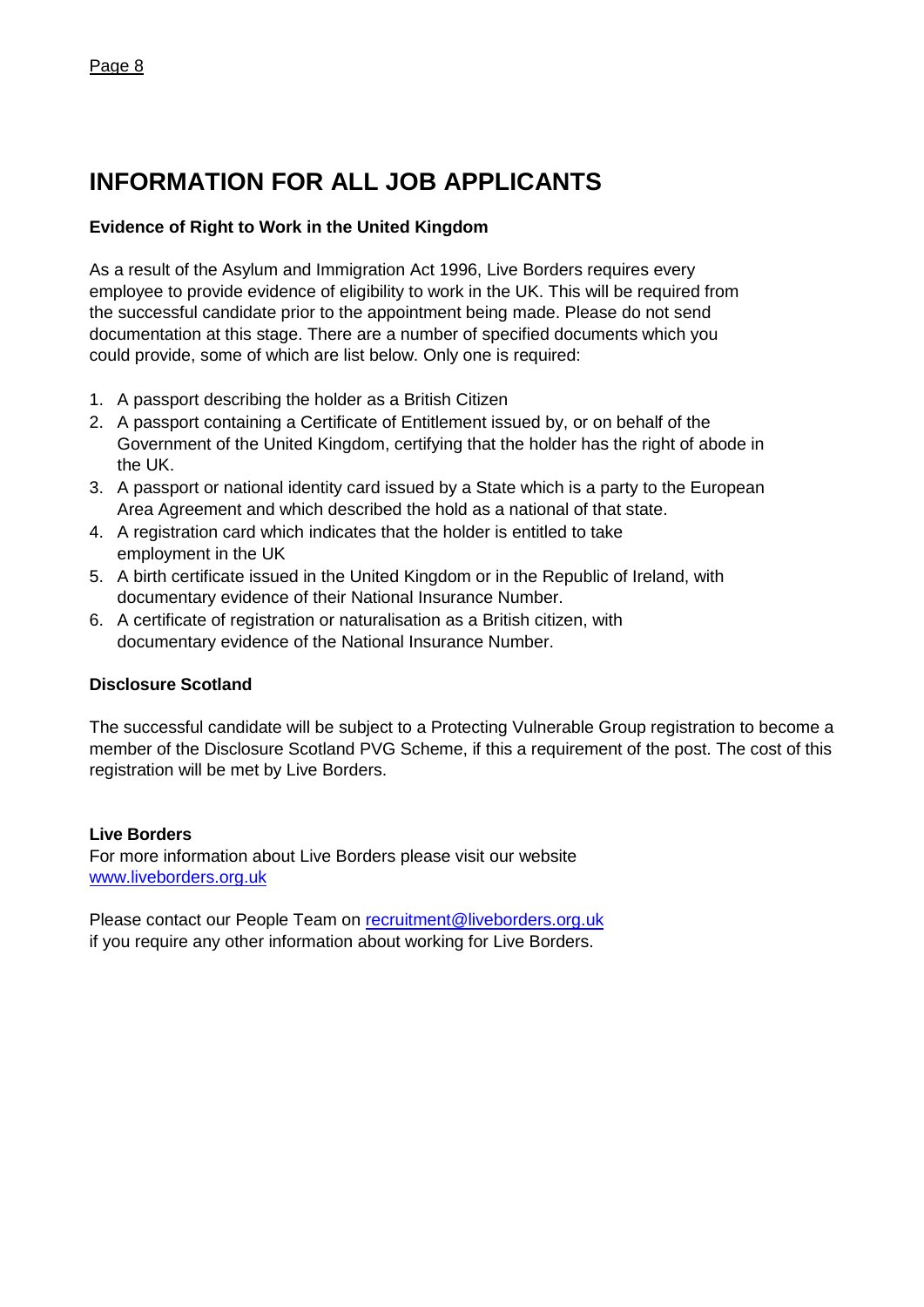# INFORMATION FOR ALL JOB APPLICANTS

**Evidence of Right to Work in the United Kingdom**

As a result of the Asylum and Immigration Act 1996, Live Borders requires every employee to provide evidence of eligibility to work in the UK. This will be required from the successful candidate prior to the appointment being made. Please do not send documentation at this stage. There are a number of specified documents which you could provide, some of which are list below. Only one is required:

1. A passport describing the holder as a British Citizen
2. A passport containing a Certificate of Entitlement issued by, or on behalf of the Government of the United Kingdom, certifying that the holder has the right of abode in the UK.
3. A passport or national identity card issued by a State which is a party to the European Area Agreement and which described the hold as a national of that state.
4. A registration card which indicates that the holder is entitled to take employment in the UK
5. A birth certificate issued in the United Kingdom or in the Republic of Ireland, with documentary evidence of their National Insurance Number.
6. A certificate of registration or naturalisation as a British citizen, with documentary evidence of the National Insurance Number.

**Disclosure Scotland**

The successful candidate will be subject to a Protecting Vulnerable Group registration to become a member of the Disclosure Scotland PVG Scheme, if this a requirement of the post. The cost of this registration will be met by Live Borders.

**Live Borders**
For more information about Live Borders please visit our website
www.liveborders.org.uk

Please contact our People Team on recruitment@liveborders.org.uk
if you require any other information about working for Live Borders.